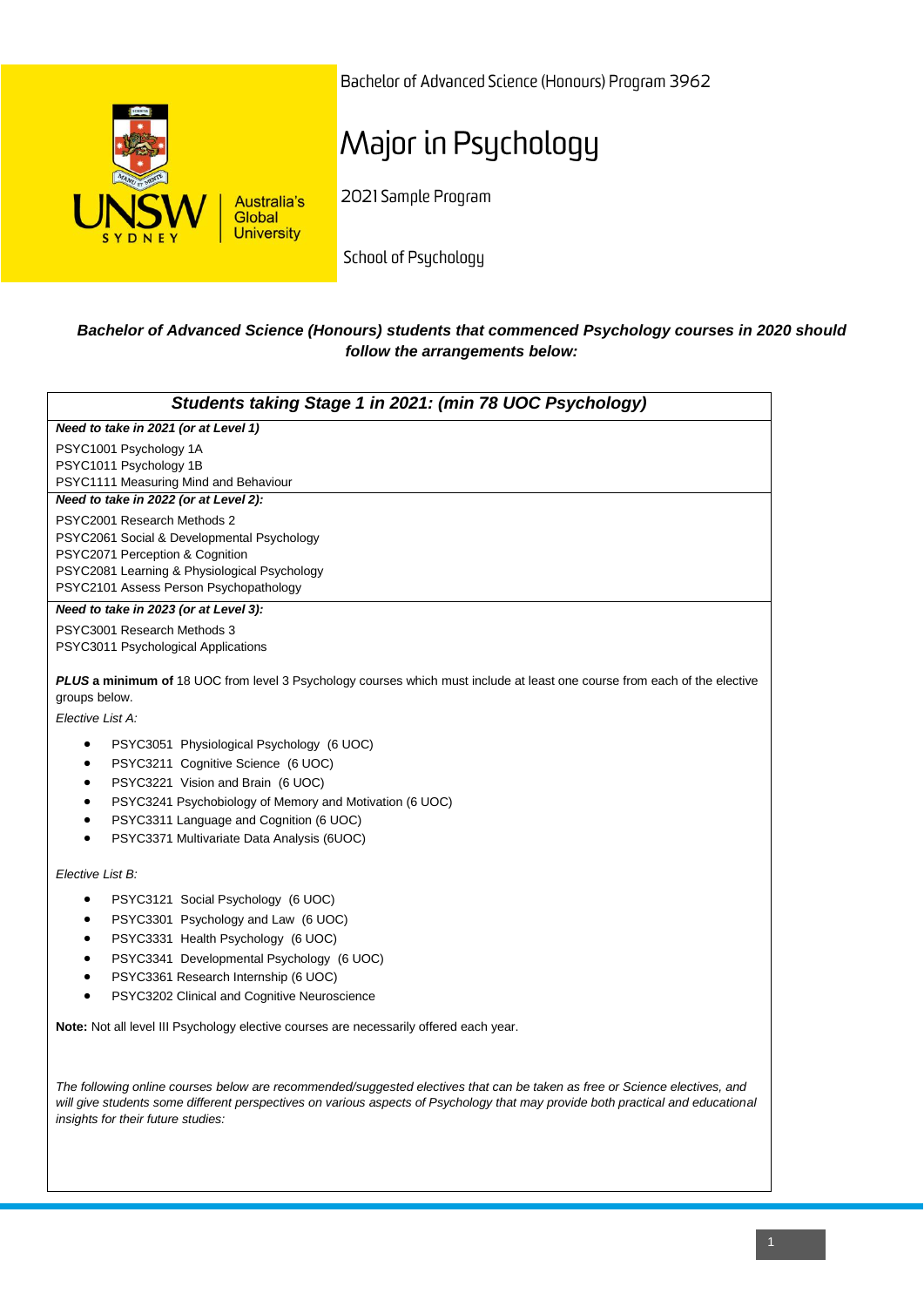Bachelor of Advanced Science (Honours) Program 3962

# Major in Psychology

2021 Sample Program

School of Psychology

***Bachelor of Advanced Science (Honours) students that commenced Psychology courses in 2020 should follow the arrangements below:***

## *Students taking Stage 1 in 2021: (min 78 UOC Psychology)*

***Need to take in 2021 (or at Level 1)***

PSYC1001 Psychology 1A
PSYC1011 Psychology 1B
PSYC1111 Measuring Mind and Behaviour

***Need to take in 2022 (or at Level 2):***

PSYC2001 Research Methods 2
PSYC2061 Social & Developmental Psychology
PSYC2071 Perception & Cognition
PSYC2081 Learning & Physiological Psychology
PSYC2101 Assess Person Psychopathology

***Need to take in 2023 (or at Level 3):***

PSYC3001 Research Methods 3
PSYC3011 Psychological Applications

***PLUS* a minimum of** 18 UOC from level 3 Psychology courses which must include at least one course from each of the elective groups below.

*Elective List A:*

- PSYC3051 Physiological Psychology (6 UOC)
- PSYC3211 Cognitive Science (6 UOC)
- PSYC3221 Vision and Brain (6 UOC)
- PSYC3241 Psychobiology of Memory and Motivation (6 UOC)
- PSYC3311 Language and Cognition (6 UOC)
- PSYC3371 Multivariate Data Analysis (6UOC)

*Elective List B:*

- PSYC3121 Social Psychology (6 UOC)
- PSYC3301 Psychology and Law (6 UOC)
- PSYC3331 Health Psychology (6 UOC)
- PSYC3341 Developmental Psychology (6 UOC)
- PSYC3361 Research Internship (6 UOC)
- PSYC3202 Clinical and Cognitive Neuroscience

**Note:** Not all level III Psychology elective courses are necessarily offered each year.

*The following online courses below are recommended/suggested electives that can be taken as free or Science electives, and will give students some different perspectives on various aspects of Psychology that may provide both practical and educational insights for their future studies:*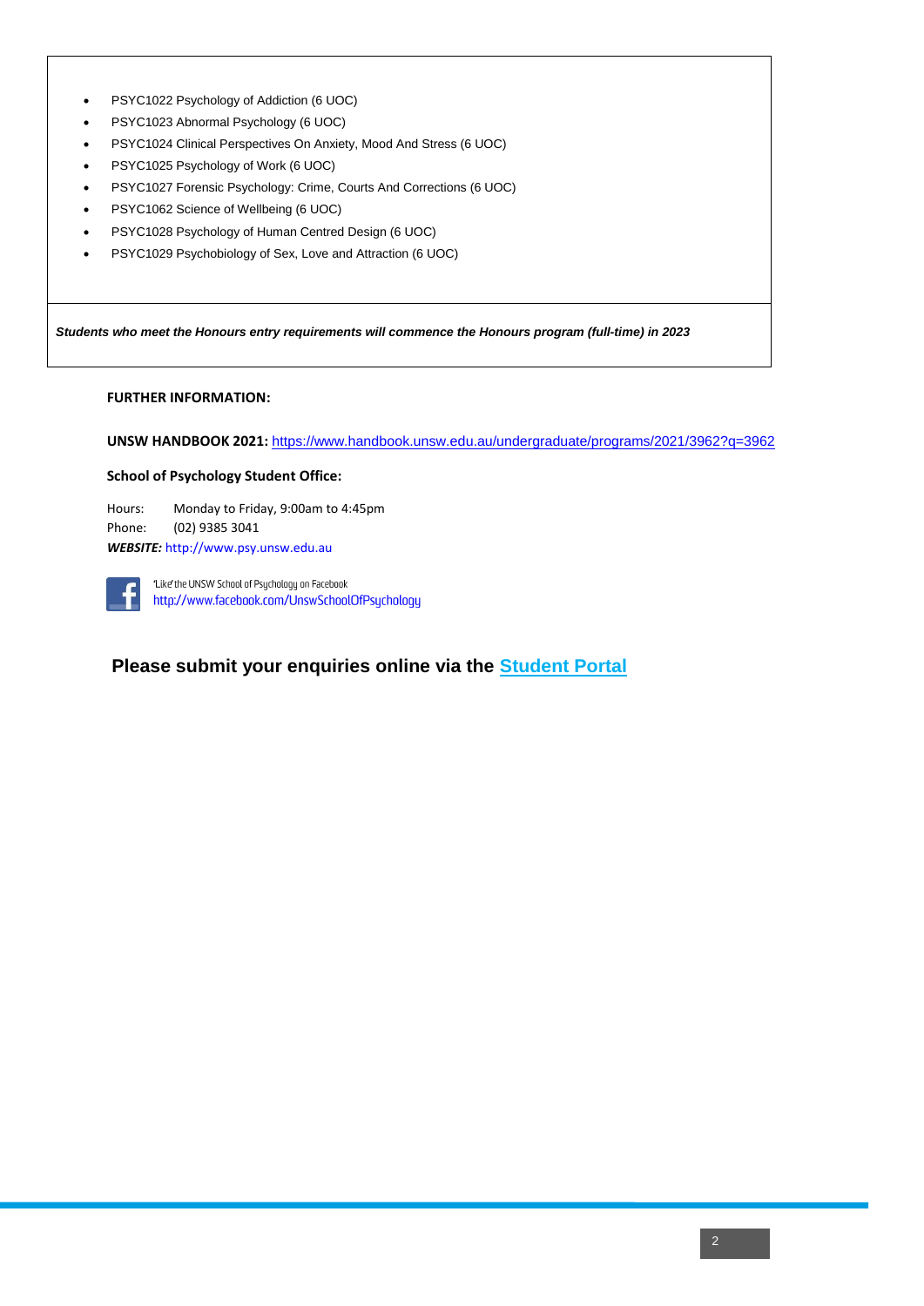- PSYC1022 Psychology of Addiction (6 UOC)
- PSYC1023 Abnormal Psychology (6 UOC)
- PSYC1024 Clinical Perspectives On Anxiety, Mood And Stress (6 UOC)
- PSYC1025 Psychology of Work (6 UOC)
- PSYC1027 Forensic Psychology: Crime, Courts And Corrections (6 UOC)
- PSYC1062 Science of Wellbeing (6 UOC)
- PSYC1028 Psychology of Human Centred Design (6 UOC)
- PSYC1029 Psychobiology of Sex, Love and Attraction (6 UOC)

***Students who meet the Honours entry requirements will commence the Honours program (full-time) in 2023***

**FURTHER INFORMATION:**

**UNSW HANDBOOK 2021:** https://www.handbook.unsw.edu.au/undergraduate/programs/2021/3962?q=3962

**School of Psychology Student Office:**

Hours: Monday to Friday, 9:00am to 4:45pm
Phone: (02) 9385 3041
***WEBSITE:*** http://www.psy.unsw.edu.au

'Like' the UNSW School of Psychology on Facebook
http://www.facebook.com/UnswSchoolOfPsychology

**Please submit your enquiries online via the Student Portal**